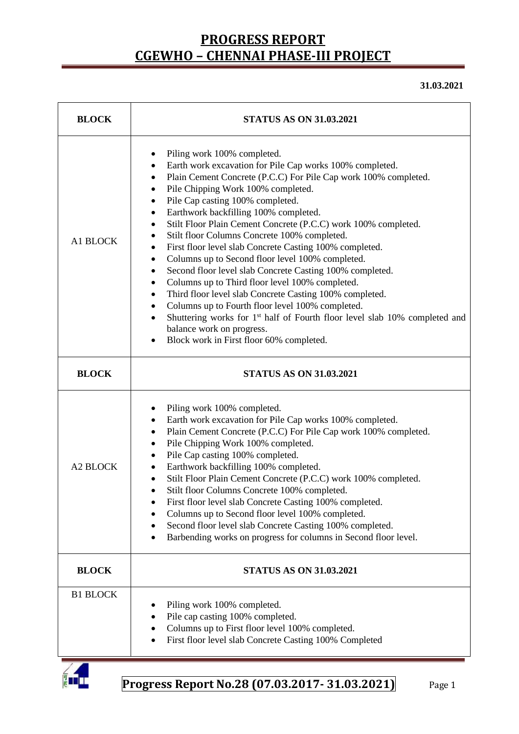# PROGRESS REPORT
# CGEWHO – CHENNAI PHASE-III PROJECT

**31.03.2021**

| BLOCK | STATUS AS ON 31.03.2021 |
|---|---|
| A1 BLOCK | • Piling work 100% completed.<br>• Earth work excavation for Pile Cap works 100% completed.<br>• Plain Cement Concrete (P.C.C) For Pile Cap work 100% completed.<br>• Pile Chipping Work 100% completed.<br>• Pile Cap casting 100% completed.<br>• Earthwork backfilling 100% completed.<br>• Stilt Floor Plain Cement Concrete (P.C.C) work 100% completed.<br>• Stilt floor Columns Concrete 100% completed.<br>• First floor level slab Concrete Casting 100% completed.<br>• Columns up to Second floor level 100% completed.<br>• Second floor level slab Concrete Casting 100% completed.<br>• Columns up to Third floor level 100% completed.<br>• Third floor level slab Concrete Casting 100% completed.<br>• Columns up to Fourth floor level 100% completed.<br>• Shuttering works for 1st half of Fourth floor level slab 10% completed and balance work on progress.<br>• Block work in First floor 60% completed. |
| **BLOCK** | **STATUS AS ON 31.03.2021** |
| A2 BLOCK | • Piling work 100% completed.<br>• Earth work excavation for Pile Cap works 100% completed.<br>• Plain Cement Concrete (P.C.C) For Pile Cap work 100% completed.<br>• Pile Chipping Work 100% completed.<br>• Pile Cap casting 100% completed.<br>• Earthwork backfilling 100% completed.<br>• Stilt Floor Plain Cement Concrete (P.C.C) work 100% completed.<br>• Stilt floor Columns Concrete 100% completed.<br>• First floor level slab Concrete Casting 100% completed.<br>• Columns up to Second floor level 100% completed.<br>• Second floor level slab Concrete Casting 100% completed.<br>• Barbending works on progress for columns in Second floor level. |
| **BLOCK** | **STATUS AS ON 31.03.2021** |
| B1 BLOCK | • Piling work 100% completed.<br>• Pile cap casting 100% completed.<br>• Columns up to First floor level 100% completed.<br>• First floor level slab Concrete Casting 100% Completed |

**Progress Report No.28 (07.03.2017- 31.03.2021)**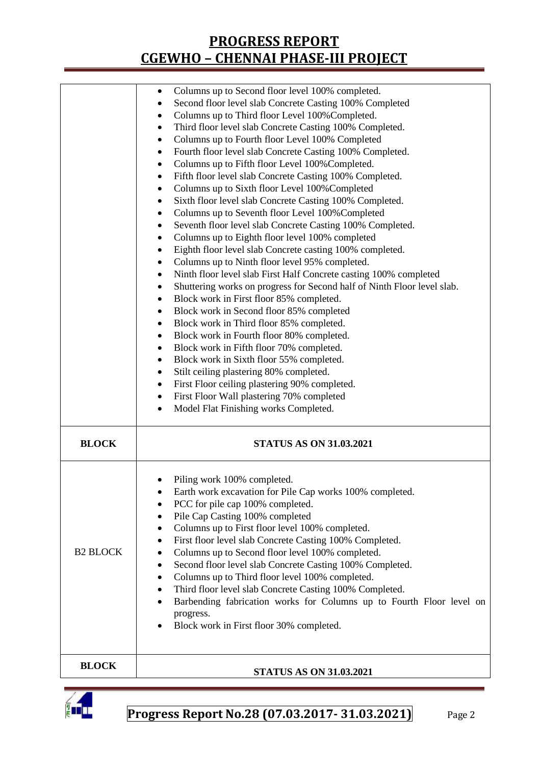| BLOCK | STATUS AS ON 31.03.2021 |
|---|---|
| | • Columns up to Second floor level 100% completed.<br>• Second floor level slab Concrete Casting 100% Completed<br>• Columns up to Third floor Level 100%Completed.<br>• Third floor level slab Concrete Casting 100% Completed.<br>• Columns up to Fourth floor Level 100% Completed<br>• Fourth floor level slab Concrete Casting 100% Completed.<br>• Columns up to Fifth floor Level 100%Completed.<br>• Fifth floor level slab Concrete Casting 100% Completed.<br>• Columns up to Sixth floor Level 100%Completed<br>• Sixth floor level slab Concrete Casting 100% Completed.<br>• Columns up to Seventh floor Level 100%Completed<br>• Seventh floor level slab Concrete Casting 100% Completed.<br>• Columns up to Eighth floor level 100% completed<br>• Eighth floor level slab Concrete casting 100% completed.<br>• Columns up to Ninth floor level 95% completed.<br>• Ninth floor level slab First Half Concrete casting 100% completed<br>• Shuttering works on progress for Second half of Ninth Floor level slab.<br>• Block work in First floor 85% completed.<br>• Block work in Second floor 85% completed<br>• Block work in Third floor 85% completed.<br>• Block work in Fourth floor 80% completed.<br>• Block work in Fifth floor 70% completed.<br>• Block work in Sixth floor 55% completed.<br>• Stilt ceiling plastering 80% completed.<br>• First Floor ceiling plastering 90% completed.<br>• First Floor Wall plastering 70% completed<br>• Model Flat Finishing works Completed. |
| **BLOCK** | **STATUS AS ON 31.03.2021** |
| B2 BLOCK | • Piling work 100% completed.<br>• Earth work excavation for Pile Cap works 100% completed.<br>• PCC for pile cap 100% completed.<br>• Pile Cap Casting 100% completed<br>• Columns up to First floor level 100% completed.<br>• First floor level slab Concrete Casting 100% Completed.<br>• Columns up to Second floor level 100% completed.<br>• Second floor level slab Concrete Casting 100% Completed.<br>• Columns up to Third floor level 100% completed.<br>• Third floor level slab Concrete Casting 100% Completed.<br>• Barbending fabrication works for Columns up to Fourth Floor level on progress.<br>• Block work in First floor 30% completed. |
| **BLOCK** | **STATUS AS ON 31.03.2021** |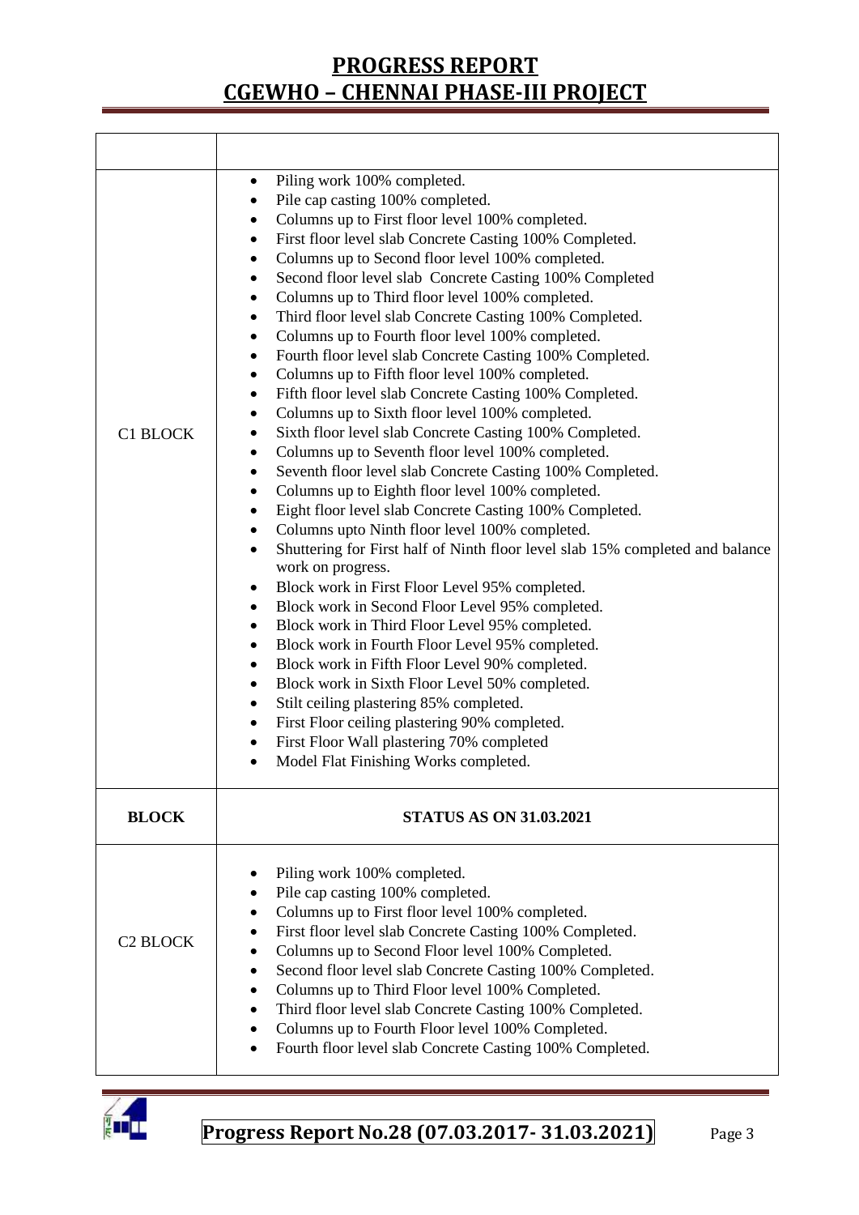| | |
|---|---|
| C1 BLOCK | • Piling work 100% completed.<br>• Pile cap casting 100% completed.<br>• Columns up to First floor level 100% completed.<br>• First floor level slab Concrete Casting 100% Completed.<br>• Columns up to Second floor level 100% completed.<br>• Second floor level slab Concrete Casting 100% Completed<br>• Columns up to Third floor level 100% completed.<br>• Third floor level slab Concrete Casting 100% Completed.<br>• Columns up to Fourth floor level 100% completed.<br>• Fourth floor level slab Concrete Casting 100% Completed.<br>• Columns up to Fifth floor level 100% completed.<br>• Fifth floor level slab Concrete Casting 100% Completed.<br>• Columns up to Sixth floor level 100% completed.<br>• Sixth floor level slab Concrete Casting 100% Completed.<br>• Columns up to Seventh floor level 100% completed.<br>• Seventh floor level slab Concrete Casting 100% Completed.<br>• Columns up to Eighth floor level 100% completed.<br>• Eight floor level slab Concrete Casting 100% Completed.<br>• Columns upto Ninth floor level 100% completed.<br>• Shuttering for First half of Ninth floor level slab 15% completed and balance work on progress.<br>• Block work in First Floor Level 95% completed.<br>• Block work in Second Floor Level 95% completed.<br>• Block work in Third Floor Level 95% completed.<br>• Block work in Fourth Floor Level 95% completed.<br>• Block work in Fifth Floor Level 90% completed.<br>• Block work in Sixth Floor Level 50% completed.<br>• Stilt ceiling plastering 85% completed.<br>• First Floor ceiling plastering 90% completed.<br>• First Floor Wall plastering 70% completed<br>• Model Flat Finishing Works completed. |
| **BLOCK** | **STATUS AS ON 31.03.2021** |
| C2 BLOCK | • Piling work 100% completed.<br>• Pile cap casting 100% completed.<br>• Columns up to First floor level 100% completed.<br>• First floor level slab Concrete Casting 100% Completed.<br>• Columns up to Second Floor level 100% Completed.<br>• Second floor level slab Concrete Casting 100% Completed.<br>• Columns up to Third Floor level 100% Completed.<br>• Third floor level slab Concrete Casting 100% Completed.<br>• Columns up to Fourth Floor level 100% Completed.<br>• Fourth floor level slab Concrete Casting 100% Completed. |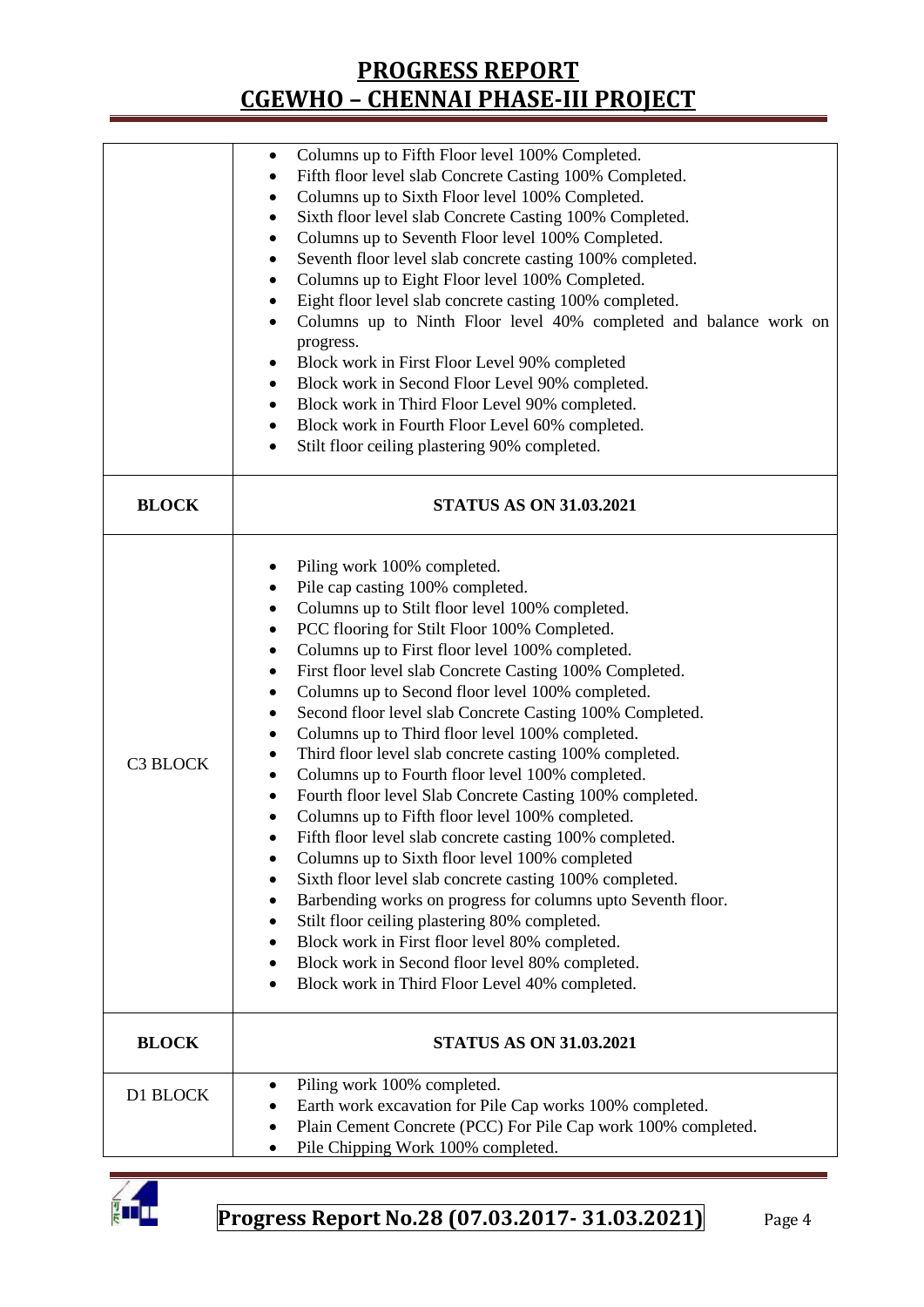| | |
|---|---|
| | • Columns up to Fifth Floor level 100% Completed.<br>• Fifth floor level slab Concrete Casting 100% Completed.<br>• Columns up to Sixth Floor level 100% Completed.<br>• Sixth floor level slab Concrete Casting 100% Completed.<br>• Columns up to Seventh Floor level 100% Completed.<br>• Seventh floor level slab concrete casting 100% completed.<br>• Columns up to Eight Floor level 100% Completed.<br>• Eight floor level slab concrete casting 100% completed.<br>• Columns up to Ninth Floor level 40% completed and balance work on progress.<br>• Block work in First Floor Level 90% completed<br>• Block work in Second Floor Level 90% completed.<br>• Block work in Third Floor Level 90% completed.<br>• Block work in Fourth Floor Level 60% completed.<br>• Stilt floor ceiling plastering 90% completed. |
| **BLOCK** | **STATUS AS ON 31.03.2021** |
| C3 BLOCK | • Piling work 100% completed.<br>• Pile cap casting 100% completed.<br>• Columns up to Stilt floor level 100% completed.<br>• PCC flooring for Stilt Floor 100% Completed.<br>• Columns up to First floor level 100% completed.<br>• First floor level slab Concrete Casting 100% Completed.<br>• Columns up to Second floor level 100% completed.<br>• Second floor level slab Concrete Casting 100% Completed.<br>• Columns up to Third floor level 100% completed.<br>• Third floor level slab concrete casting 100% completed.<br>• Columns up to Fourth floor level 100% completed.<br>• Fourth floor level Slab Concrete Casting 100% completed.<br>• Columns up to Fifth floor level 100% completed.<br>• Fifth floor level slab concrete casting 100% completed.<br>• Columns up to Sixth floor level 100% completed<br>• Sixth floor level slab concrete casting 100% completed.<br>• Barbending works on progress for columns upto Seventh floor.<br>• Stilt floor ceiling plastering 80% completed.<br>• Block work in First floor level 80% completed.<br>• Block work in Second floor level 80% completed.<br>• Block work in Third Floor Level 40% completed. |
| **BLOCK** | **STATUS AS ON 31.03.2021** |
| D1 BLOCK | • Piling work 100% completed.<br>• Earth work excavation for Pile Cap works 100% completed.<br>• Plain Cement Concrete (PCC) For Pile Cap work 100% completed.<br>• Pile Chipping Work 100% completed. |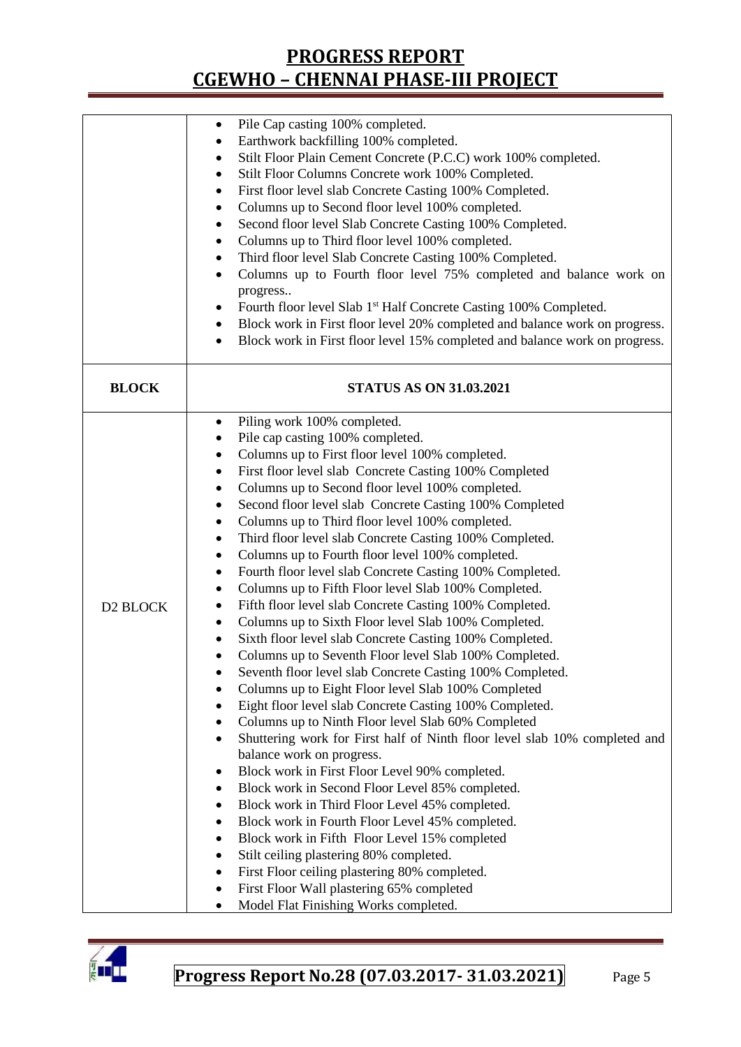| | |
|---|---|
| | • Pile Cap casting 100% completed.<br>• Earthwork backfilling 100% completed.<br>• Stilt Floor Plain Cement Concrete (P.C.C) work 100% completed.<br>• Stilt Floor Columns Concrete work 100% Completed.<br>• First floor level slab Concrete Casting 100% Completed.<br>• Columns up to Second floor level 100% completed.<br>• Second floor level Slab Concrete Casting 100% Completed.<br>• Columns up to Third floor level 100% completed.<br>• Third floor level Slab Concrete Casting 100% Completed.<br>• Columns up to Fourth floor level 75% completed and balance work on progress..<br>• Fourth floor level Slab 1st Half Concrete Casting 100% Completed.<br>• Block work in First floor level 20% completed and balance work on progress.<br>• Block work in First floor level 15% completed and balance work on progress. |
| **BLOCK** | **STATUS AS ON 31.03.2021** |
| D2 BLOCK | • Piling work 100% completed.<br>• Pile cap casting 100% completed.<br>• Columns up to First floor level 100% completed.<br>• First floor level slab Concrete Casting 100% Completed<br>• Columns up to Second floor level 100% completed.<br>• Second floor level slab Concrete Casting 100% Completed<br>• Columns up to Third floor level 100% completed.<br>• Third floor level slab Concrete Casting 100% Completed.<br>• Columns up to Fourth floor level 100% completed.<br>• Fourth floor level slab Concrete Casting 100% Completed.<br>• Columns up to Fifth Floor level Slab 100% Completed.<br>• Fifth floor level slab Concrete Casting 100% Completed.<br>• Columns up to Sixth Floor level Slab 100% Completed.<br>• Sixth floor level slab Concrete Casting 100% Completed.<br>• Columns up to Seventh Floor level Slab 100% Completed.<br>• Seventh floor level slab Concrete Casting 100% Completed.<br>• Columns up to Eight Floor level Slab 100% Completed<br>• Eight floor level slab Concrete Casting 100% Completed.<br>• Columns up to Ninth Floor level Slab 60% Completed<br>• Shuttering work for First half of Ninth floor level slab 10% completed and balance work on progress.<br>• Block work in First Floor Level 90% completed.<br>• Block work in Second Floor Level 85% completed.<br>• Block work in Third Floor Level 45% completed.<br>• Block work in Fourth Floor Level 45% completed.<br>• Block work in Fifth Floor Level 15% completed<br>• Stilt ceiling plastering 80% completed.<br>• First Floor ceiling plastering 80% completed.<br>• First Floor Wall plastering 65% completed<br>• Model Flat Finishing Works completed. |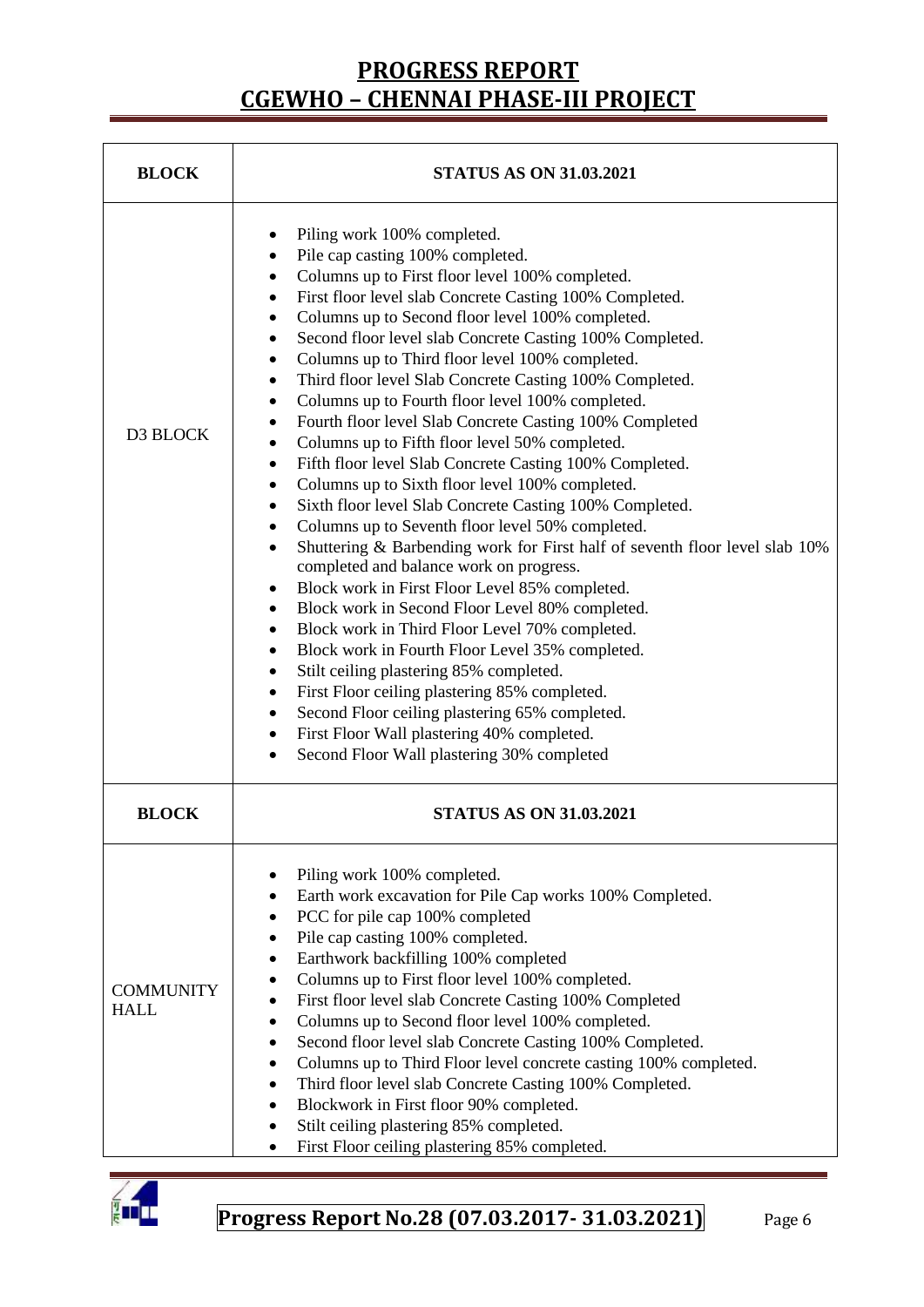| BLOCK | STATUS AS ON 31.03.2021 |
|---|---|
| D3 BLOCK | • Piling work 100% completed.<br>• Pile cap casting 100% completed.<br>• Columns up to First floor level 100% completed.<br>• First floor level slab Concrete Casting 100% Completed.<br>• Columns up to Second floor level 100% completed.<br>• Second floor level slab Concrete Casting 100% Completed.<br>• Columns up to Third floor level 100% completed.<br>• Third floor level Slab Concrete Casting 100% Completed.<br>• Columns up to Fourth floor level 100% completed.<br>• Fourth floor level Slab Concrete Casting 100% Completed<br>• Columns up to Fifth floor level 50% completed.<br>• Fifth floor level Slab Concrete Casting 100% Completed.<br>• Columns up to Sixth floor level 100% completed.<br>• Sixth floor level Slab Concrete Casting 100% Completed.<br>• Columns up to Seventh floor level 50% completed.<br>• Shuttering & Barbending work for First half of seventh floor level slab 10% completed and balance work on progress.<br>• Block work in First Floor Level 85% completed.<br>• Block work in Second Floor Level 80% completed.<br>• Block work in Third Floor Level 70% completed.<br>• Block work in Fourth Floor Level 35% completed.<br>• Stilt ceiling plastering 85% completed.<br>• First Floor ceiling plastering 85% completed.<br>• Second Floor ceiling plastering 65% completed.<br>• First Floor Wall plastering 40% completed.<br>• Second Floor Wall plastering 30% completed |
| **BLOCK** | **STATUS AS ON 31.03.2021** |
| COMMUNITY HALL | • Piling work 100% completed.<br>• Earth work excavation for Pile Cap works 100% Completed.<br>• PCC for pile cap 100% completed<br>• Pile cap casting 100% completed.<br>• Earthwork backfilling 100% completed<br>• Columns up to First floor level 100% completed.<br>• First floor level slab Concrete Casting 100% Completed<br>• Columns up to Second floor level 100% completed.<br>• Second floor level slab Concrete Casting 100% Completed.<br>• Columns up to Third Floor level concrete casting 100% completed.<br>• Third floor level slab Concrete Casting 100% Completed.<br>• Blockwork in First floor 90% completed.<br>• Stilt ceiling plastering 85% completed.<br>• First Floor ceiling plastering 85% completed. |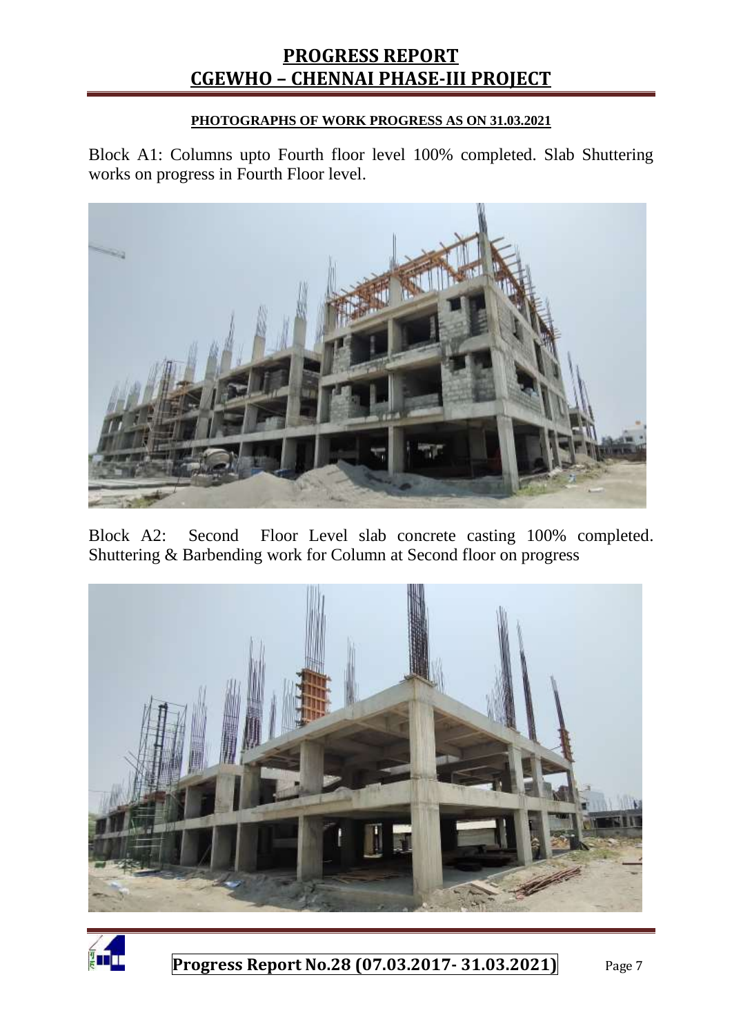**PHOTOGRAPHS OF WORK PROGRESS AS ON 31.03.2021**

Block A1: Columns upto Fourth floor level 100% completed. Slab Shuttering works on progress in Fourth Floor level.

Block A2: Second Floor Level slab concrete casting 100% completed. Shuttering & Barbending work for Column at Second floor on progress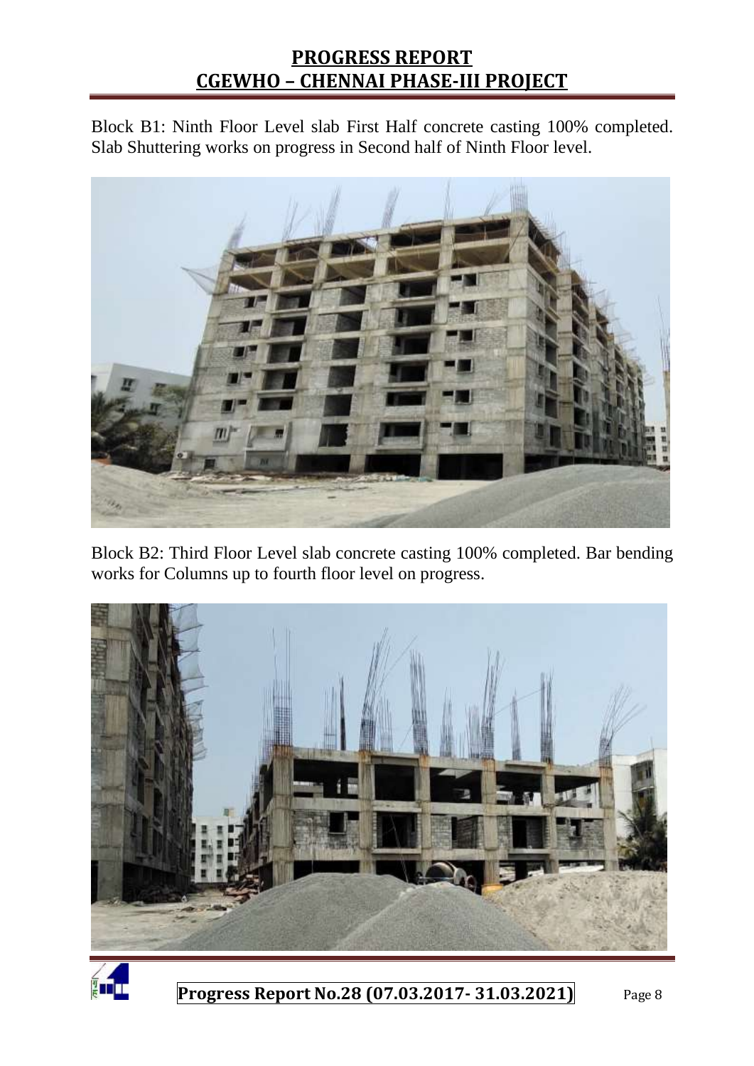Block B1: Ninth Floor Level slab First Half concrete casting 100% completed. Slab Shuttering works on progress in Second half of Ninth Floor level.

Block B2: Third Floor Level slab concrete casting 100% completed. Bar bending works for Columns up to fourth floor level on progress.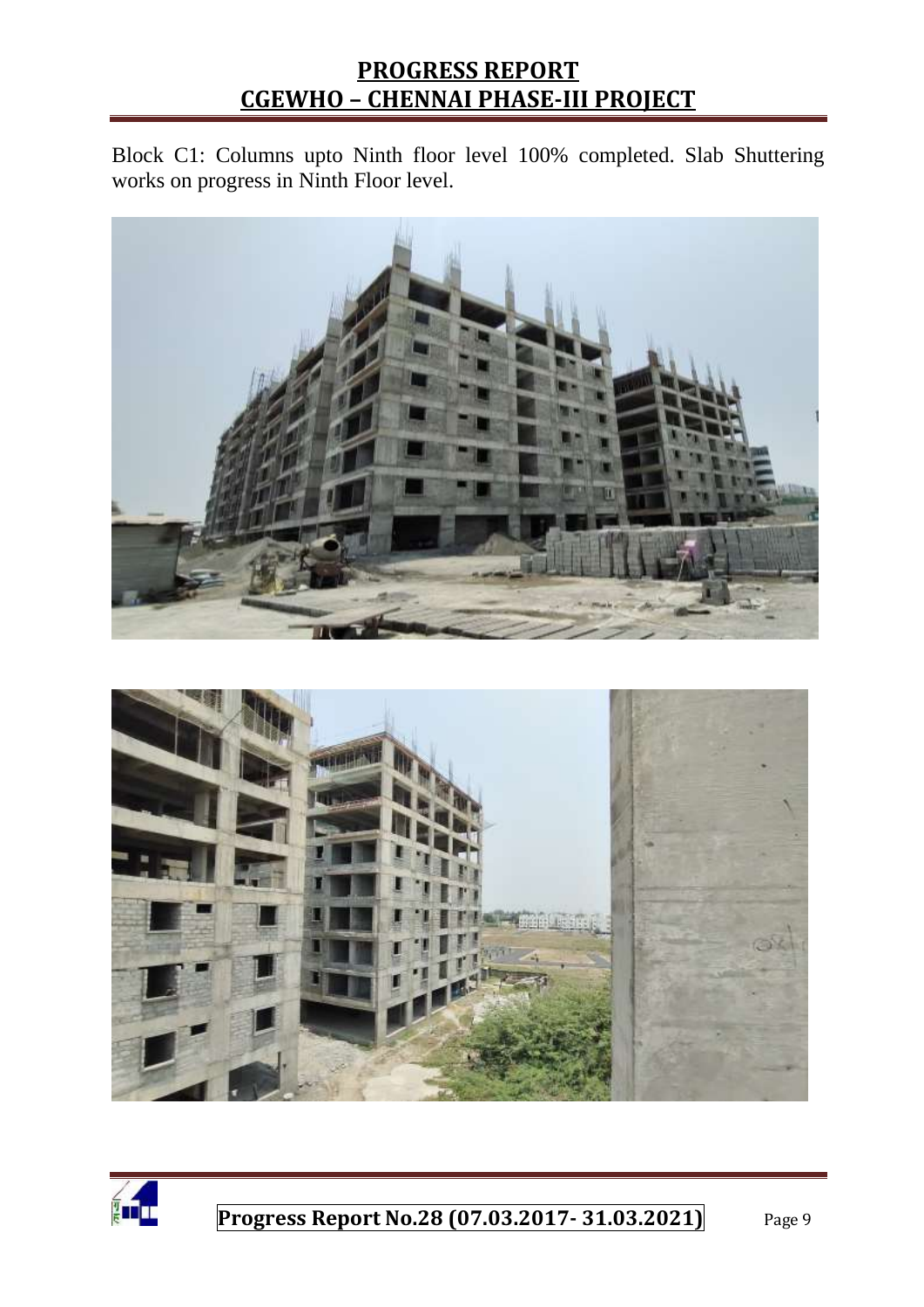Block C1: Columns upto Ninth floor level 100% completed. Slab Shuttering works on progress in Ninth Floor level.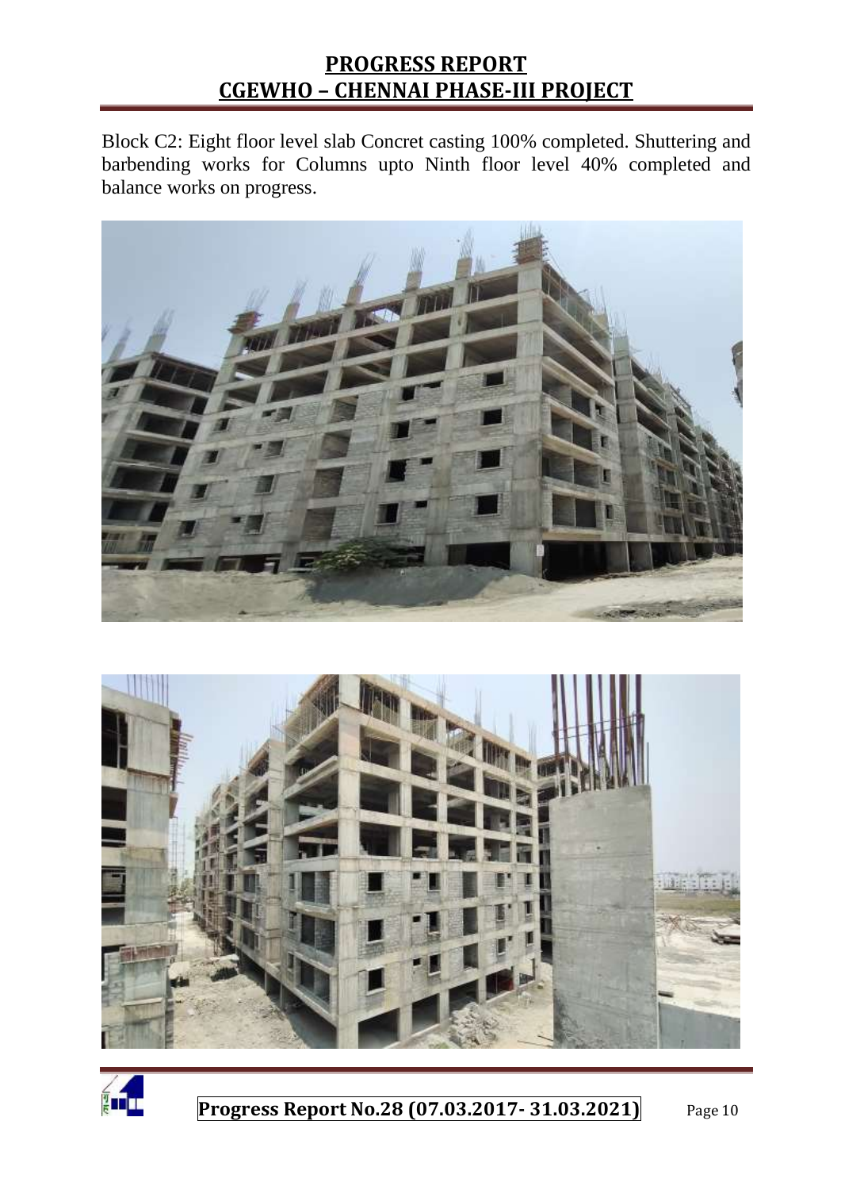Block C2: Eight floor level slab Concrete casting 100% completed. Shuttering and barbending works for Columns upto Ninth floor level 40% completed and balance works on progress.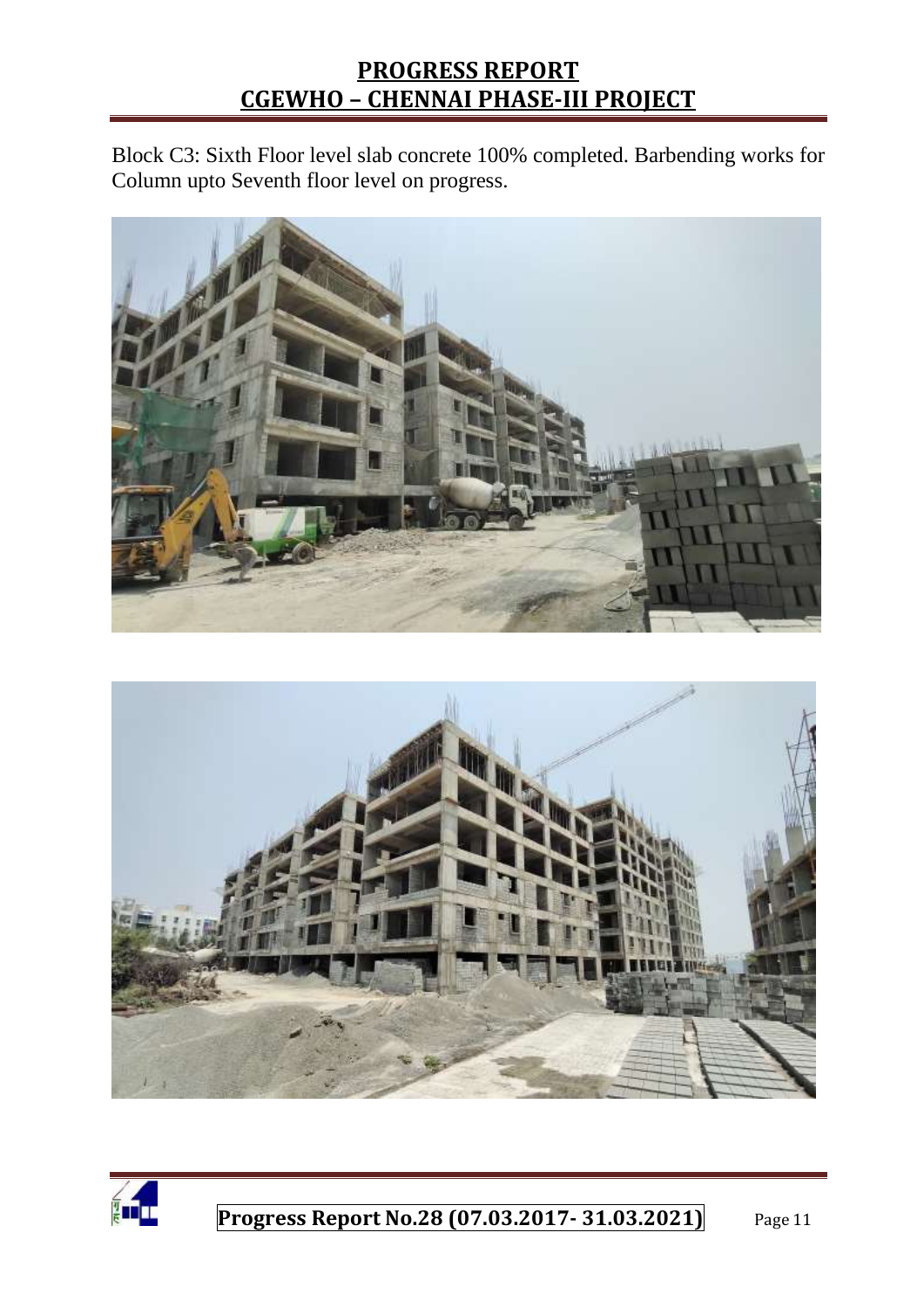Block C3: Sixth Floor level slab concrete 100% completed. Barbending works for Column upto Seventh floor level on progress.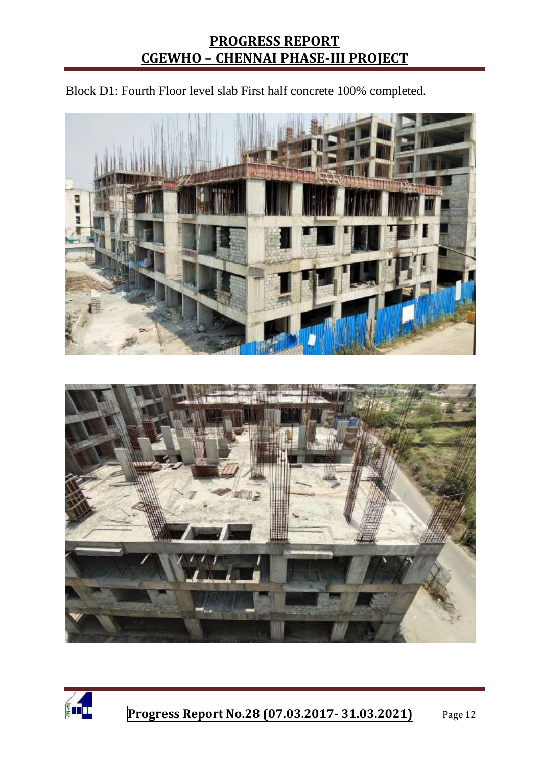Block D1: Fourth Floor level slab First half concrete 100% completed.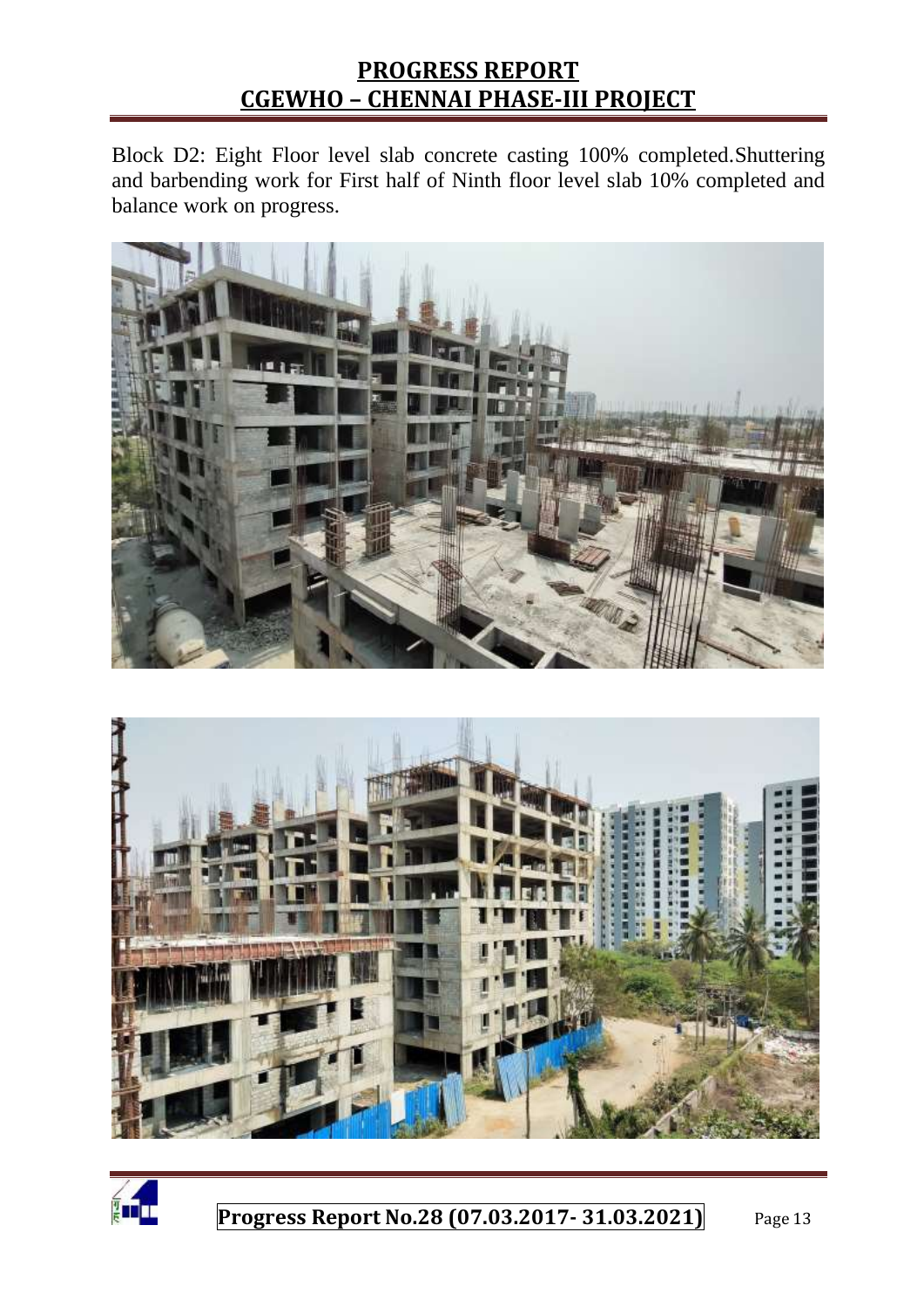Block D2: Eight Floor level slab concrete casting 100% completed.Shuttering and barbending work for First half of Ninth floor level slab 10% completed and balance work on progress.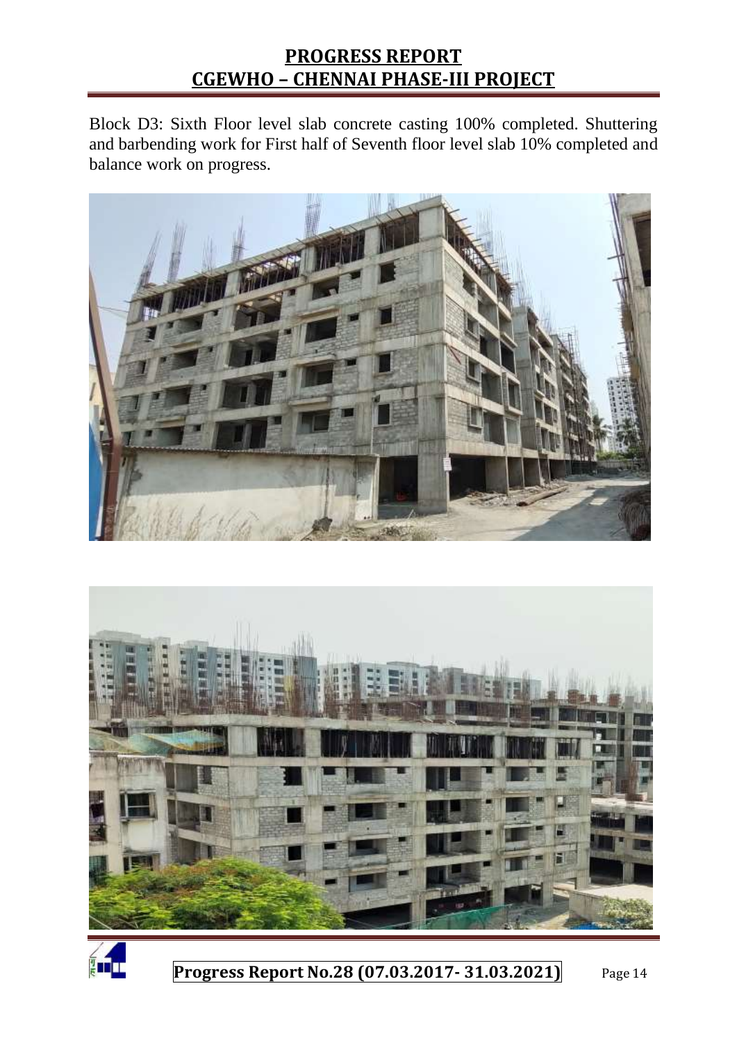Block D3: Sixth Floor level slab concrete casting 100% completed. Shuttering and barbending work for First half of Seventh floor level slab 10% completed and balance work on progress.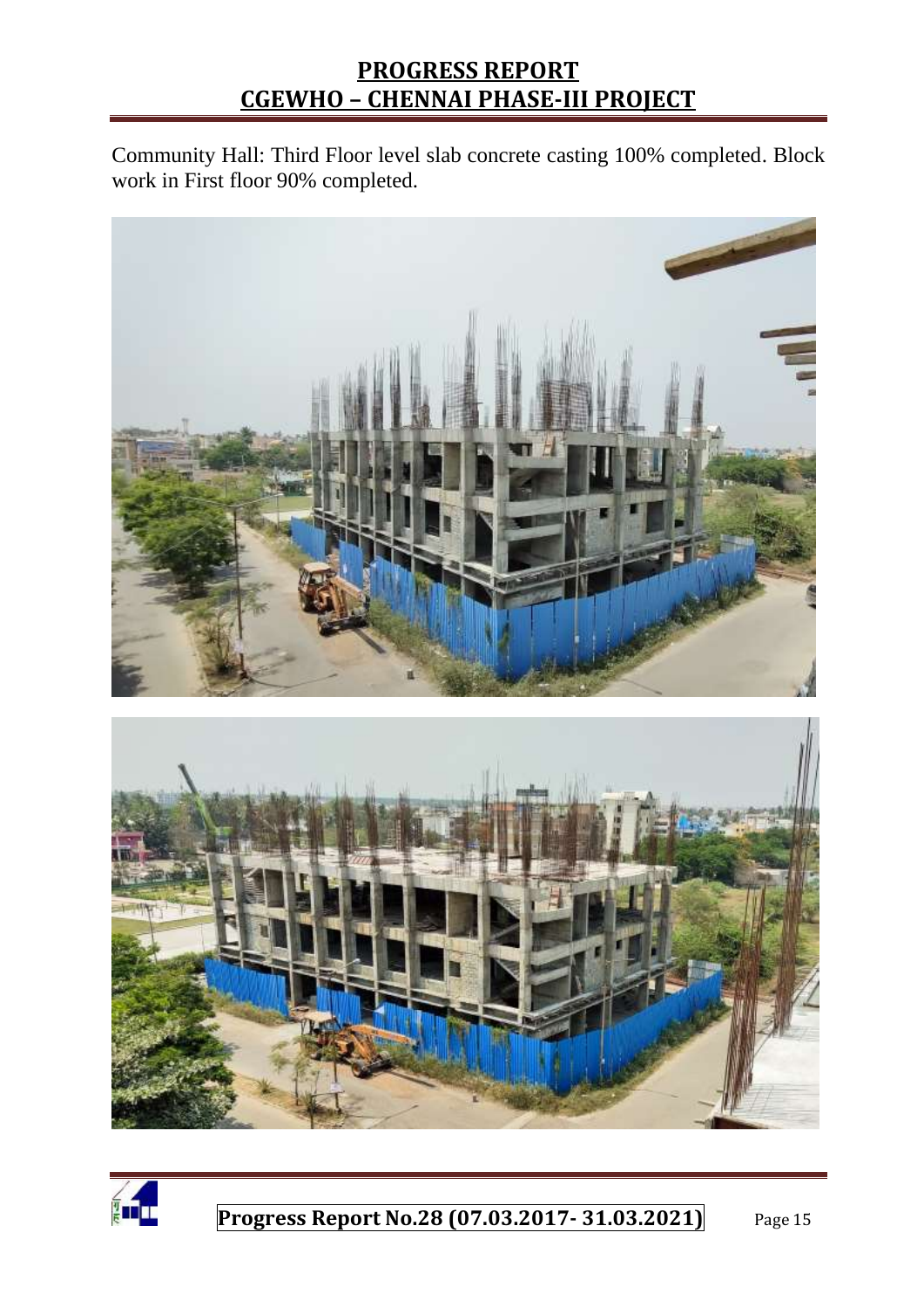Community Hall: Third Floor level slab concrete casting 100% completed. Block work in First floor 90% completed.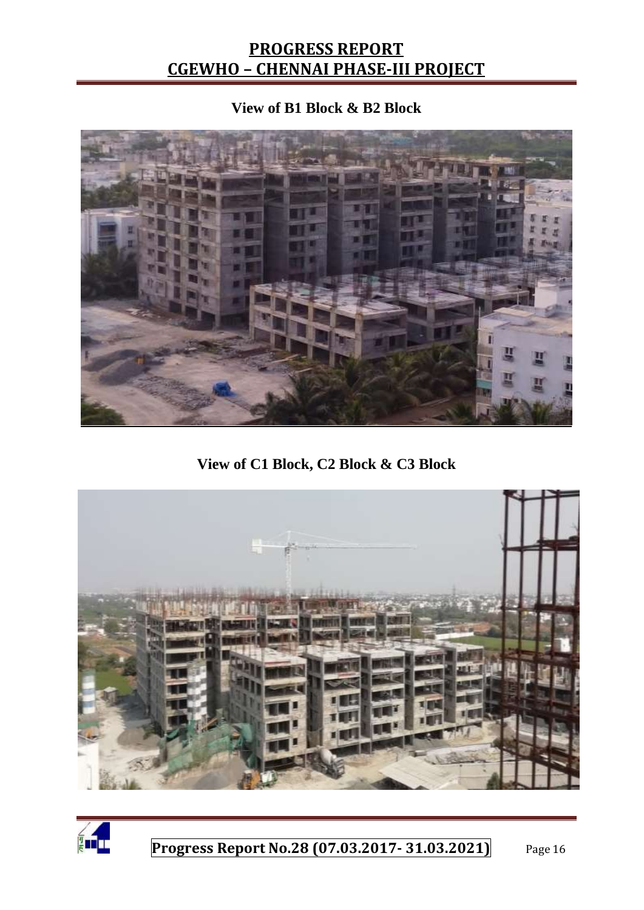**View of B1 Block & B2 Block**

**View of C1 Block, C2 Block & C3 Block**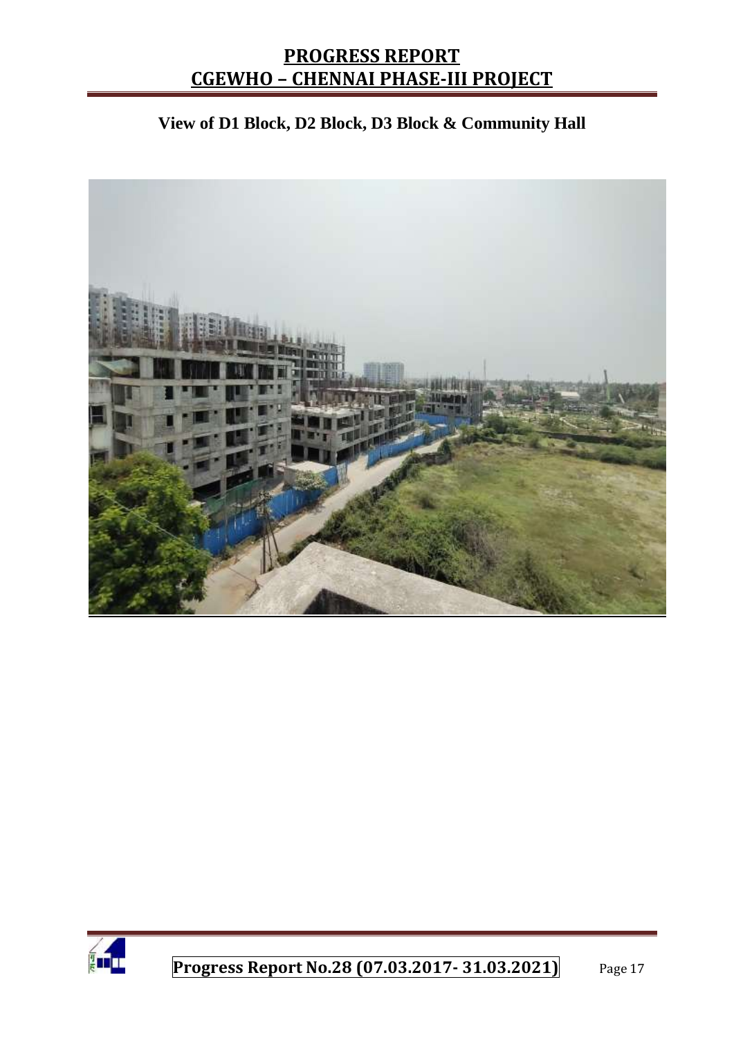**View of D1 Block, D2 Block, D3 Block & Community Hall**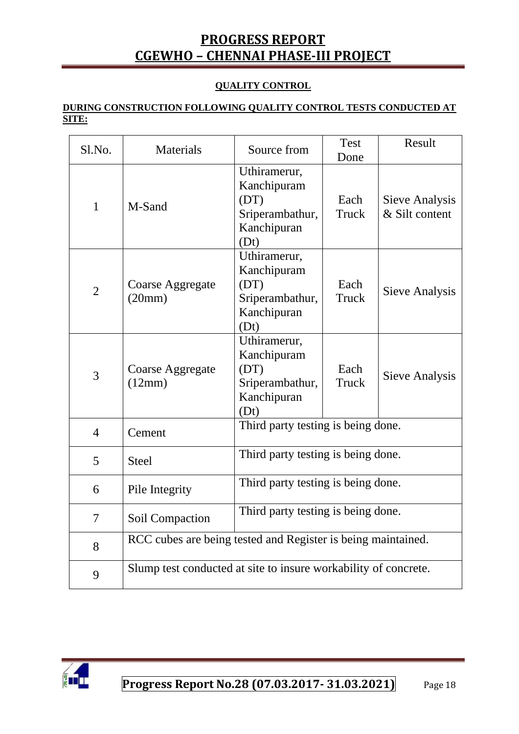# PROGRESS REPORT
# CGEWHO – CHENNAI PHASE-III PROJECT

## QUALITY CONTROL

**DURING CONSTRUCTION FOLLOWING QUALITY CONTROL TESTS CONDUCTED AT SITE:**

| Sl.No. | Materials | Source from | Test Done | Result |
|---|---|---|---|---|
| 1 | M-Sand | Uthiramerur, Kanchipuram (DT) Sriperambathur, Kanchipuran (Dt) | Each Truck | Sieve Analysis & Silt content |
| 2 | Coarse Aggregate (20mm) | Uthiramerur, Kanchipuram (DT) Sriperambathur, Kanchipuran (Dt) | Each Truck | Sieve Analysis |
| 3 | Coarse Aggregate (12mm) | Uthiramerur, Kanchipuram (DT) Sriperambathur, Kanchipuran (Dt) | Each Truck | Sieve Analysis |
| 4 | Cement | Third party testing is being done. | | |
| 5 | Steel | Third party testing is being done. | | |
| 6 | Pile Integrity | Third party testing is being done. | | |
| 7 | Soil Compaction | Third party testing is being done. | | |
| 8 | RCC cubes are being tested and Register is being maintained. | | | |
| 9 | Slump test conducted at site to insure workability of concrete. | | | |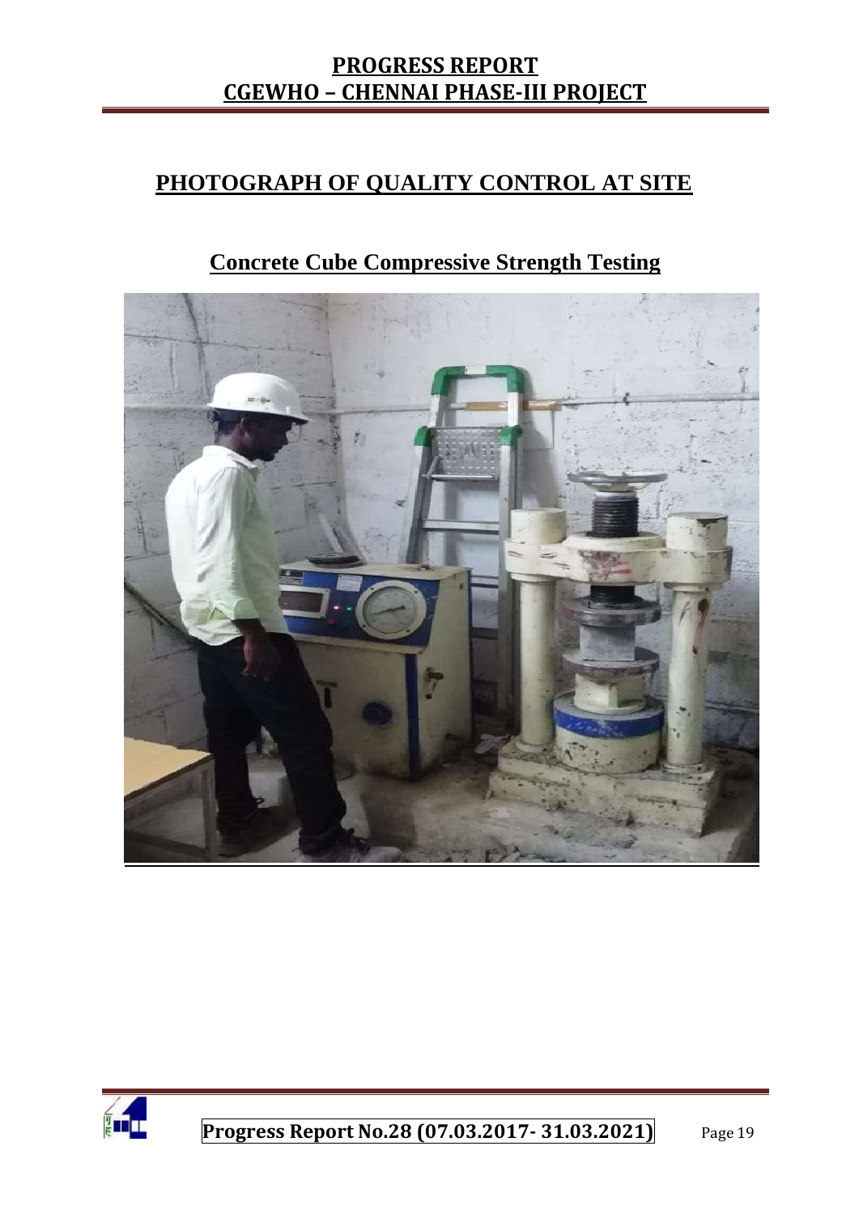## PHOTOGRAPH OF QUALITY CONTROL AT SITE

### Concrete Cube Compressive Strength Testing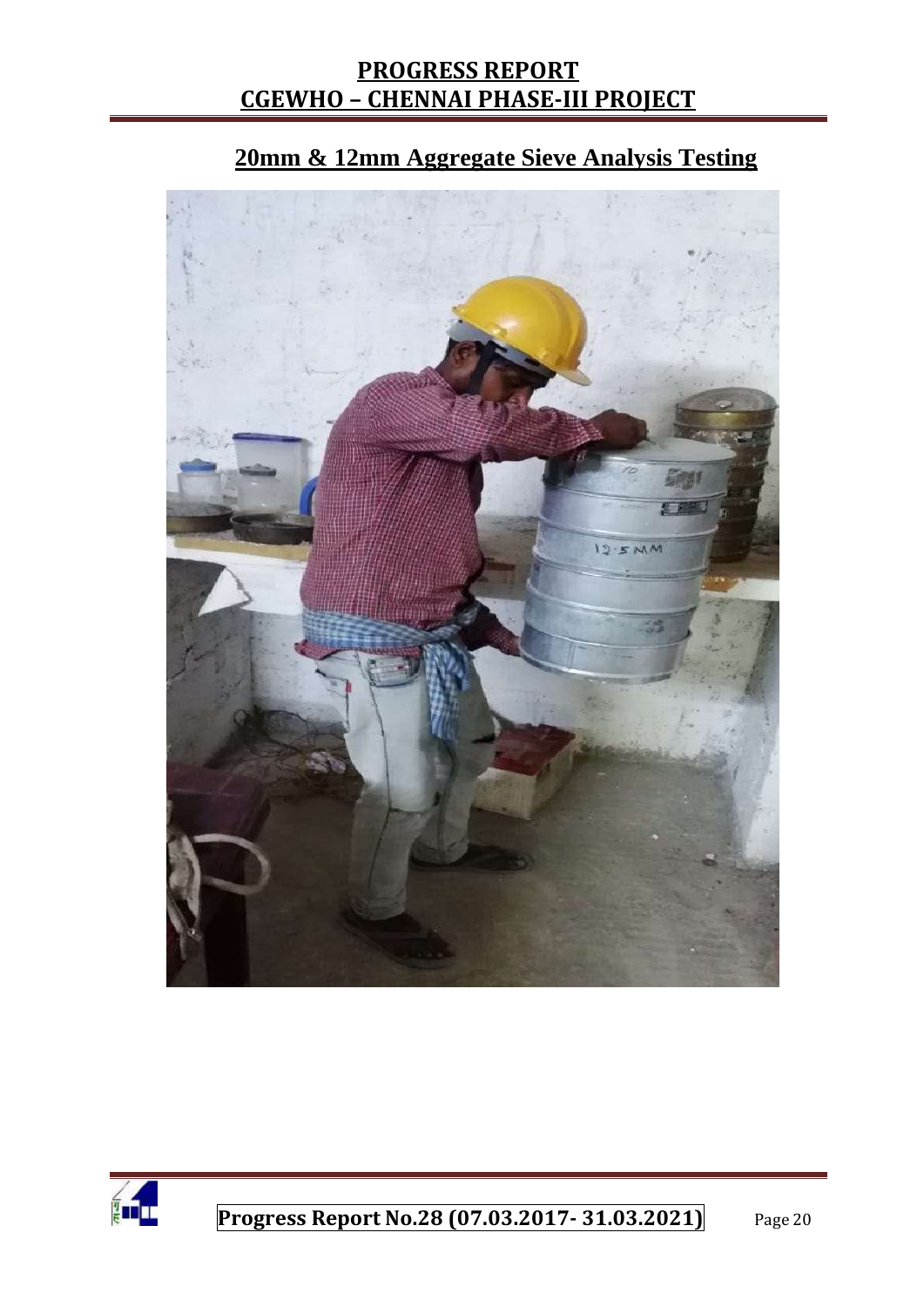## 20mm & 12mm Aggregate Sieve Analysis Testing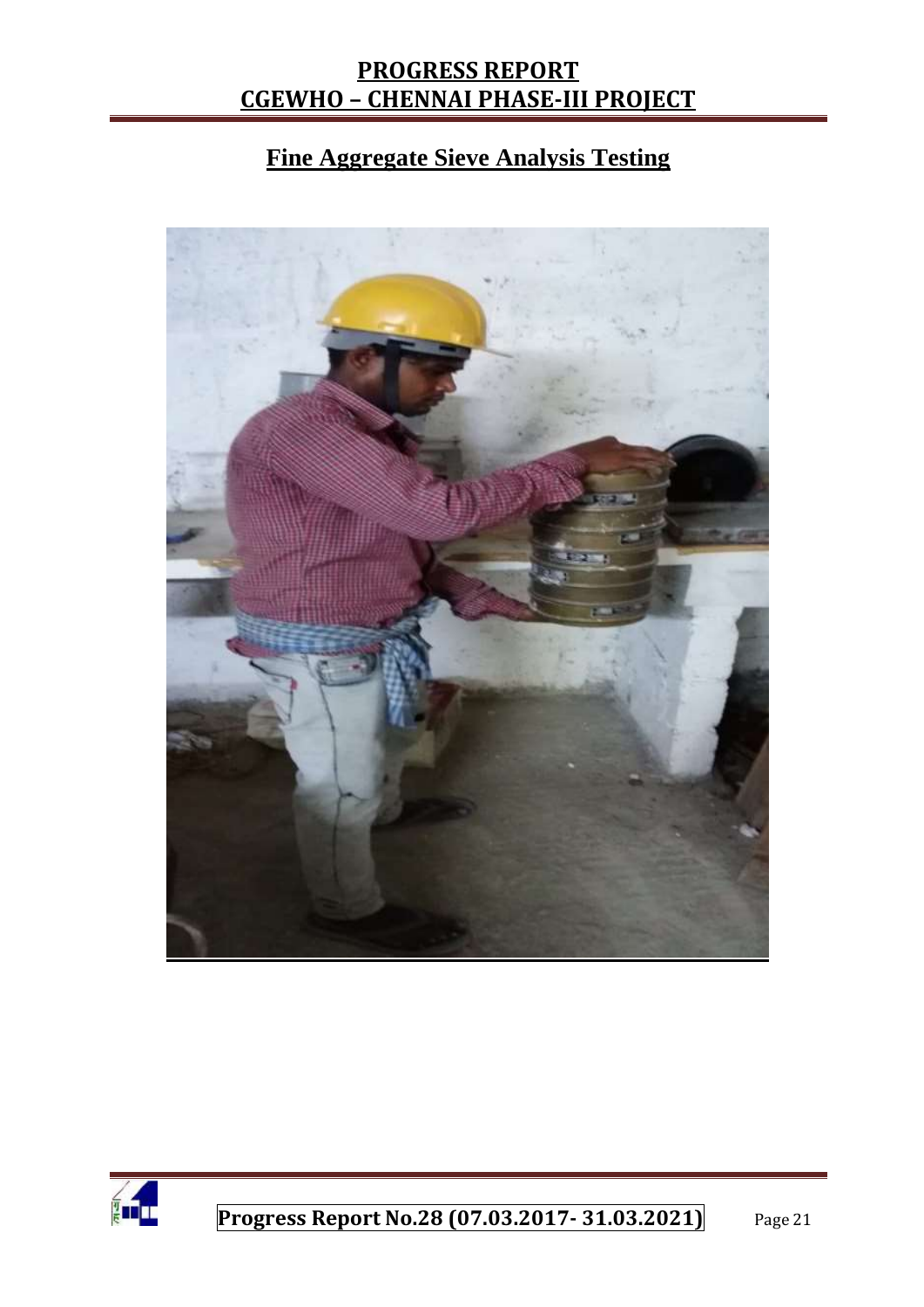## Fine Aggregate Sieve Analysis Testing